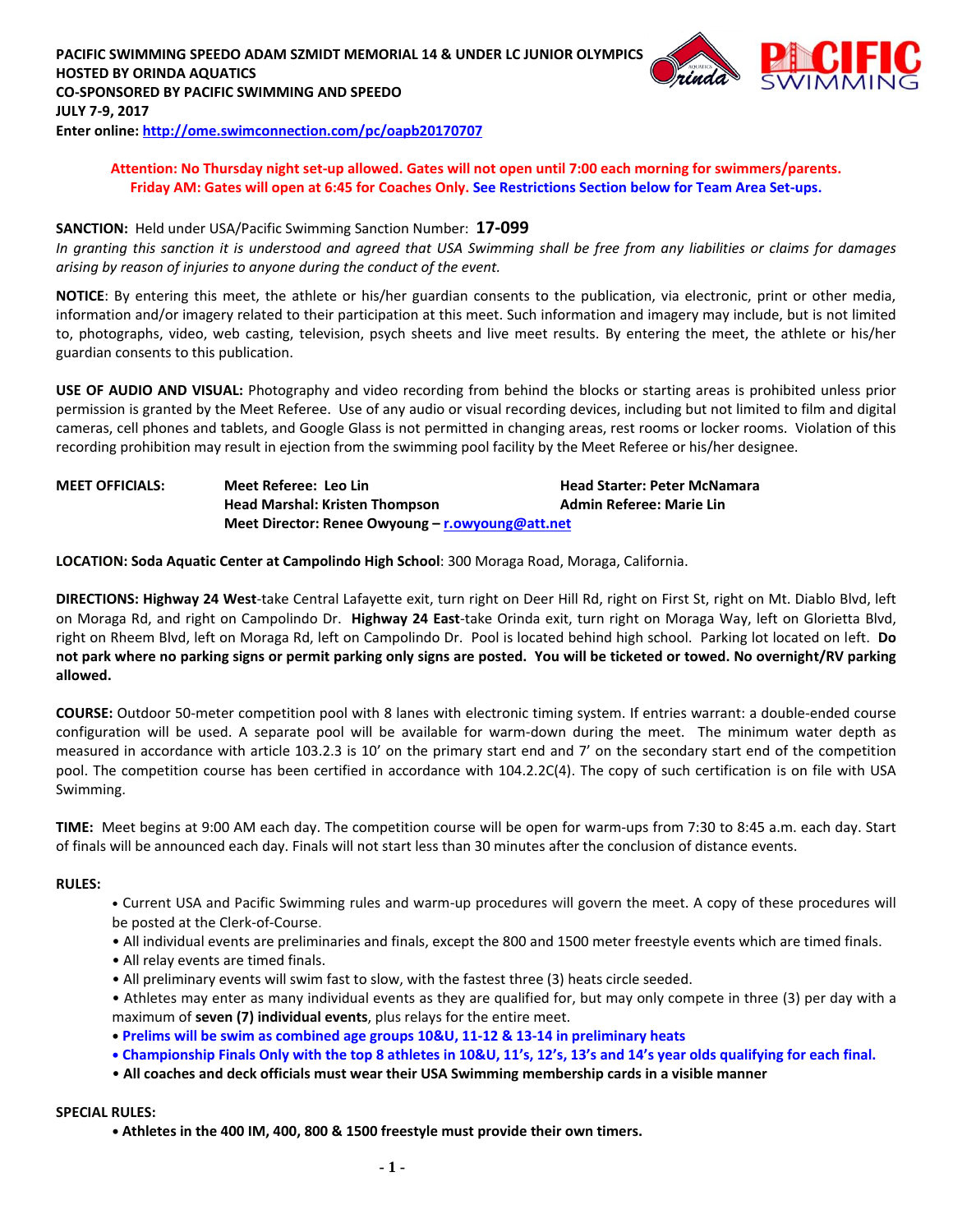**PACIFIC SWIMMING SPEEDO ADAM SZMIDT MEMORIAL 14 & UNDER LC JUNIOR OLYMPICS**
**HOSTED BY ORINDA AQUATICS**
**CO-SPONSORED BY PACIFIC SWIMMING AND SPEEDO**
**JULY 7-9, 2017**
**Enter online: [http://ome.swimconnection.com/pc/oapb20170707](http://ome.swimconnection.com/pc/oapb20170707)**

**Attention: No Thursday night set-up allowed. Gates will not open until 7:00 each morning for swimmers/parents. Friday AM: Gates will open at 6:45 for Coaches Only. See Restrictions Section below for Team Area Set-ups.**

**SANCTION:** Held under USA/Pacific Swimming Sanction Number: **17-099**

*In granting this sanction it is understood and agreed that USA Swimming shall be free from any liabilities or claims for damages arising by reason of injuries to anyone during the conduct of the event.*

**NOTICE**: By entering this meet, the athlete or his/her guardian consents to the publication, via electronic, print or other media, information and/or imagery related to their participation at this meet. Such information and imagery may include, but is not limited to, photographs, video, web casting, television, psych sheets and live meet results. By entering the meet, the athlete or his/her guardian consents to this publication.

**USE OF AUDIO AND VISUAL:** Photography and video recording from behind the blocks or starting areas is prohibited unless prior permission is granted by the Meet Referee. Use of any audio or visual recording devices, including but not limited to film and digital cameras, cell phones and tablets, and Google Glass is not permitted in changing areas, rest rooms or locker rooms. Violation of this recording prohibition may result in ejection from the swimming pool facility by the Meet Referee or his/her designee.

**MEET OFFICIALS:**
**Meet Referee: Leo Lin** — **Head Starter: Peter McNamara**
**Head Marshal: Kristen Thompson** — **Admin Referee: Marie Lin**
**Meet Director: Renee Owyoung – [r.owyoung@att.net](mailto:r.owyoung@att.net)**

**LOCATION: Soda Aquatic Center at Campolindo High School**: 300 Moraga Road, Moraga, California.

**DIRECTIONS: Highway 24 West**-take Central Lafayette exit, turn right on Deer Hill Rd, right on First St, right on Mt. Diablo Blvd, left on Moraga Rd, and right on Campolindo Dr. **Highway 24 East**-take Orinda exit, turn right on Moraga Way, left on Glorietta Blvd, right on Rheem Blvd, left on Moraga Rd, left on Campolindo Dr. Pool is located behind high school. Parking lot located on left. **Do not park where no parking signs or permit parking only signs are posted. You will be ticketed or towed. No overnight/RV parking allowed.**

**COURSE:** Outdoor 50-meter competition pool with 8 lanes with electronic timing system. If entries warrant: a double-ended course configuration will be used. A separate pool will be available for warm-down during the meet. The minimum water depth as measured in accordance with article 103.2.3 is 10' on the primary start end and 7' on the secondary start end of the competition pool. The competition course has been certified in accordance with 104.2.2C(4). The copy of such certification is on file with USA Swimming.

**TIME:** Meet begins at 9:00 AM each day. The competition course will be open for warm-ups from 7:30 to 8:45 a.m. each day. Start of finals will be announced each day. Finals will not start less than 30 minutes after the conclusion of distance events.

**RULES:**

- Current USA and Pacific Swimming rules and warm-up procedures will govern the meet. A copy of these procedures will be posted at the Clerk-of-Course.
- All individual events are preliminaries and finals, except the 800 and 1500 meter freestyle events which are timed finals.
- All relay events are timed finals.
- All preliminary events will swim fast to slow, with the fastest three (3) heats circle seeded.
- Athletes may enter as many individual events as they are qualified for, but may only compete in three (3) per day with a maximum of **seven (7) individual events**, plus relays for the entire meet.
- **Prelims will be swim as combined age groups 10&U, 11-12 & 13-14 in preliminary heats**
- **Championship Finals Only with the top 8 athletes in 10&U, 11's, 12's, 13's and 14's year olds qualifying for each final.**
- **All coaches and deck officials must wear their USA Swimming membership cards in a visible manner**

**SPECIAL RULES:**

- **Athletes in the 400 IM, 400, 800 & 1500 freestyle must provide their own timers.**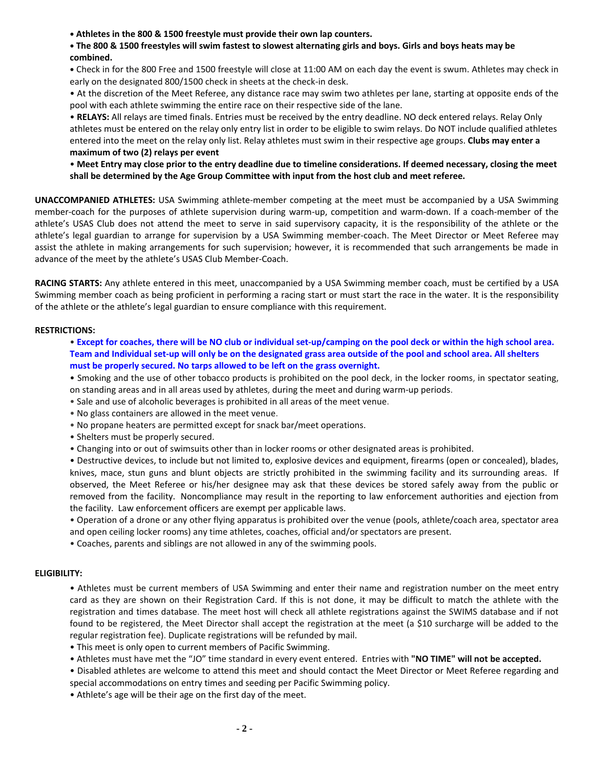- **Athletes in the 800 & 1500 freestyle must provide their own lap counters.**
- **The 800 & 1500 freestyles will swim fastest to slowest alternating girls and boys. Girls and boys heats may be combined.**
- Check in for the 800 Free and 1500 freestyle will close at 11:00 AM on each day the event is swum. Athletes may check in early on the designated 800/1500 check in sheets at the check-in desk.
- At the discretion of the Meet Referee, any distance race may swim two athletes per lane, starting at opposite ends of the pool with each athlete swimming the entire race on their respective side of the lane.
- **RELAYS:** All relays are timed finals. Entries must be received by the entry deadline. NO deck entered relays. Relay Only athletes must be entered on the relay only entry list in order to be eligible to swim relays. Do NOT include qualified athletes entered into the meet on the relay only list. Relay athletes must swim in their respective age groups. **Clubs may enter a maximum of two (2) relays per event**
- **Meet Entry may close prior to the entry deadline due to timeline considerations. If deemed necessary, closing the meet shall be determined by the Age Group Committee with input from the host club and meet referee.**

**UNACCOMPANIED ATHLETES:** USA Swimming athlete-member competing at the meet must be accompanied by a USA Swimming member-coach for the purposes of athlete supervision during warm-up, competition and warm-down. If a coach-member of the athlete's USAS Club does not attend the meet to serve in said supervisory capacity, it is the responsibility of the athlete or the athlete's legal guardian to arrange for supervision by a USA Swimming member-coach. The Meet Director or Meet Referee may assist the athlete in making arrangements for such supervision; however, it is recommended that such arrangements be made in advance of the meet by the athlete's USAS Club Member-Coach.

**RACING STARTS:** Any athlete entered in this meet, unaccompanied by a USA Swimming member coach, must be certified by a USA Swimming member coach as being proficient in performing a racing start or must start the race in the water. It is the responsibility of the athlete or the athlete's legal guardian to ensure compliance with this requirement.

**RESTRICTIONS:**

- **Except for coaches, there will be NO club or individual set-up/camping on the pool deck or within the high school area. Team and Individual set-up will only be on the designated grass area outside of the pool and school area. All shelters must be properly secured. No tarps allowed to be left on the grass overnight.**
- Smoking and the use of other tobacco products is prohibited on the pool deck, in the locker rooms, in spectator seating, on standing areas and in all areas used by athletes, during the meet and during warm-up periods.
- Sale and use of alcoholic beverages is prohibited in all areas of the meet venue.
- No glass containers are allowed in the meet venue.
- No propane heaters are permitted except for snack bar/meet operations.
- Shelters must be properly secured.
- Changing into or out of swimsuits other than in locker rooms or other designated areas is prohibited.
- Destructive devices, to include but not limited to, explosive devices and equipment, firearms (open or concealed), blades, knives, mace, stun guns and blunt objects are strictly prohibited in the swimming facility and its surrounding areas. If observed, the Meet Referee or his/her designee may ask that these devices be stored safely away from the public or removed from the facility. Noncompliance may result in the reporting to law enforcement authorities and ejection from the facility. Law enforcement officers are exempt per applicable laws.
- Operation of a drone or any other flying apparatus is prohibited over the venue (pools, athlete/coach area, spectator area and open ceiling locker rooms) any time athletes, coaches, official and/or spectators are present.
- Coaches, parents and siblings are not allowed in any of the swimming pools.

**ELIGIBILITY:**

- Athletes must be current members of USA Swimming and enter their name and registration number on the meet entry card as they are shown on their Registration Card. If this is not done, it may be difficult to match the athlete with the registration and times database. The meet host will check all athlete registrations against the SWIMS database and if not found to be registered, the Meet Director shall accept the registration at the meet (a $10 surcharge will be added to the regular registration fee). Duplicate registrations will be refunded by mail.
- This meet is only open to current members of Pacific Swimming.
- Athletes must have met the "JO" time standard in every event entered. Entries with **"NO TIME" will not be accepted.**
- Disabled athletes are welcome to attend this meet and should contact the Meet Director or Meet Referee regarding and special accommodations on entry times and seeding per Pacific Swimming policy.
- Athlete's age will be their age on the first day of the meet.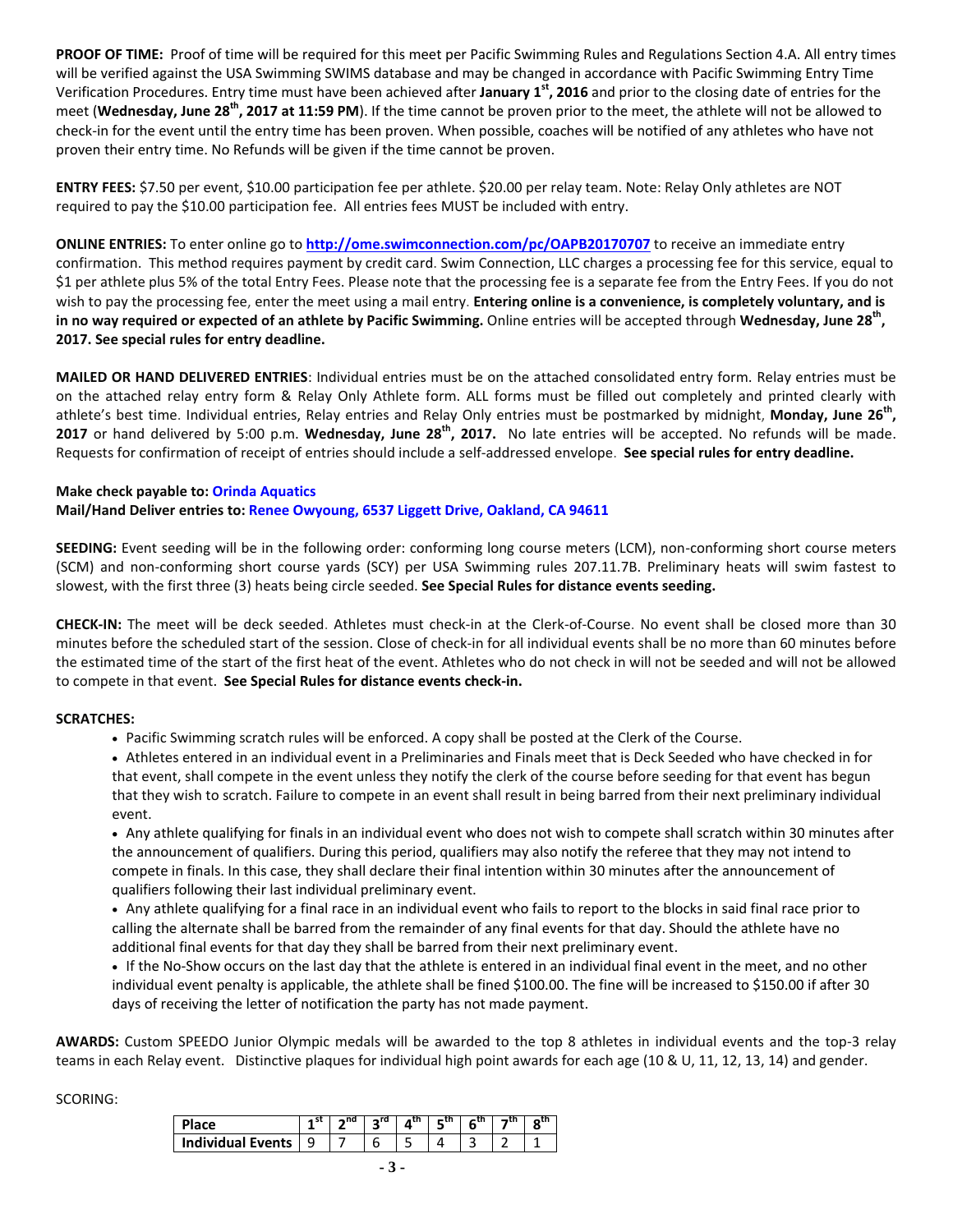**PROOF OF TIME:** Proof of time will be required for this meet per Pacific Swimming Rules and Regulations Section 4.A. All entry times will be verified against the USA Swimming SWIMS database and may be changed in accordance with Pacific Swimming Entry Time Verification Procedures. Entry time must have been achieved after **January 1st, 2016** and prior to the closing date of entries for the meet (**Wednesday, June 28th, 2017 at 11:59 PM**). If the time cannot be proven prior to the meet, the athlete will not be allowed to check-in for the event until the entry time has been proven. When possible, coaches will be notified of any athletes who have not proven their entry time. No Refunds will be given if the time cannot be proven.

**ENTRY FEES:** $7.50 per event, $10.00 participation fee per athlete. $20.00 per relay team. Note: Relay Only athletes are NOT required to pay the $10.00 participation fee. All entries fees MUST be included with entry.

**ONLINE ENTRIES:** To enter online go to **http://ome.swimconnection.com/pc/OAPB20170707** to receive an immediate entry confirmation. This method requires payment by credit card. Swim Connection, LLC charges a processing fee for this service, equal to $1 per athlete plus 5% of the total Entry Fees. Please note that the processing fee is a separate fee from the Entry Fees. If you do not wish to pay the processing fee, enter the meet using a mail entry. **Entering online is a convenience, is completely voluntary, and is in no way required or expected of an athlete by Pacific Swimming.** Online entries will be accepted through **Wednesday, June 28th, 2017. See special rules for entry deadline.**

**MAILED OR HAND DELIVERED ENTRIES**: Individual entries must be on the attached consolidated entry form. Relay entries must be on the attached relay entry form & Relay Only Athlete form. ALL forms must be filled out completely and printed clearly with athlete's best time. Individual entries, Relay entries and Relay Only entries must be postmarked by midnight, **Monday, June 26th, 2017** or hand delivered by 5:00 p.m. **Wednesday, June 28th, 2017.** No late entries will be accepted. No refunds will be made. Requests for confirmation of receipt of entries should include a self-addressed envelope. **See special rules for entry deadline.**

**Make check payable to: Orinda Aquatics**
**Mail/Hand Deliver entries to: Renee Owyoung, 6537 Liggett Drive, Oakland, CA 94611**

**SEEDING:** Event seeding will be in the following order: conforming long course meters (LCM), non-conforming short course meters (SCM) and non-conforming short course yards (SCY) per USA Swimming rules 207.11.7B. Preliminary heats will swim fastest to slowest, with the first three (3) heats being circle seeded. **See Special Rules for distance events seeding.**

**CHECK-IN:** The meet will be deck seeded. Athletes must check-in at the Clerk-of-Course. No event shall be closed more than 30 minutes before the scheduled start of the session. Close of check-in for all individual events shall be no more than 60 minutes before the estimated time of the start of the first heat of the event. Athletes who do not check in will not be seeded and will not be allowed to compete in that event. **See Special Rules for distance events check-in.**

**SCRATCHES:**

- Pacific Swimming scratch rules will be enforced. A copy shall be posted at the Clerk of the Course.
- Athletes entered in an individual event in a Preliminaries and Finals meet that is Deck Seeded who have checked in for that event, shall compete in the event unless they notify the clerk of the course before seeding for that event has begun that they wish to scratch. Failure to compete in an event shall result in being barred from their next preliminary individual event.
- Any athlete qualifying for finals in an individual event who does not wish to compete shall scratch within 30 minutes after the announcement of qualifiers. During this period, qualifiers may also notify the referee that they may not intend to compete in finals. In this case, they shall declare their final intention within 30 minutes after the announcement of qualifiers following their last individual preliminary event.
- Any athlete qualifying for a final race in an individual event who fails to report to the blocks in said final race prior to calling the alternate shall be barred from the remainder of any final events for that day. Should the athlete have no additional final events for that day they shall be barred from their next preliminary event.
- If the No-Show occurs on the last day that the athlete is entered in an individual final event in the meet, and no other individual event penalty is applicable, the athlete shall be fined $100.00. The fine will be increased to $150.00 if after 30 days of receiving the letter of notification the party has not made payment.

**AWARDS:** Custom SPEEDO Junior Olympic medals will be awarded to the top 8 athletes in individual events and the top-3 relay teams in each Relay event. Distinctive plaques for individual high point awards for each age (10 & U, 11, 12, 13, 14) and gender.

SCORING:

| Place | 1st | 2nd | 3rd | 4th | 5th | 6th | 7th | 8th |
|---|---|---|---|---|---|---|---|---|
| Individual Events | 9 | 7 | 6 | 5 | 4 | 3 | 2 | 1 |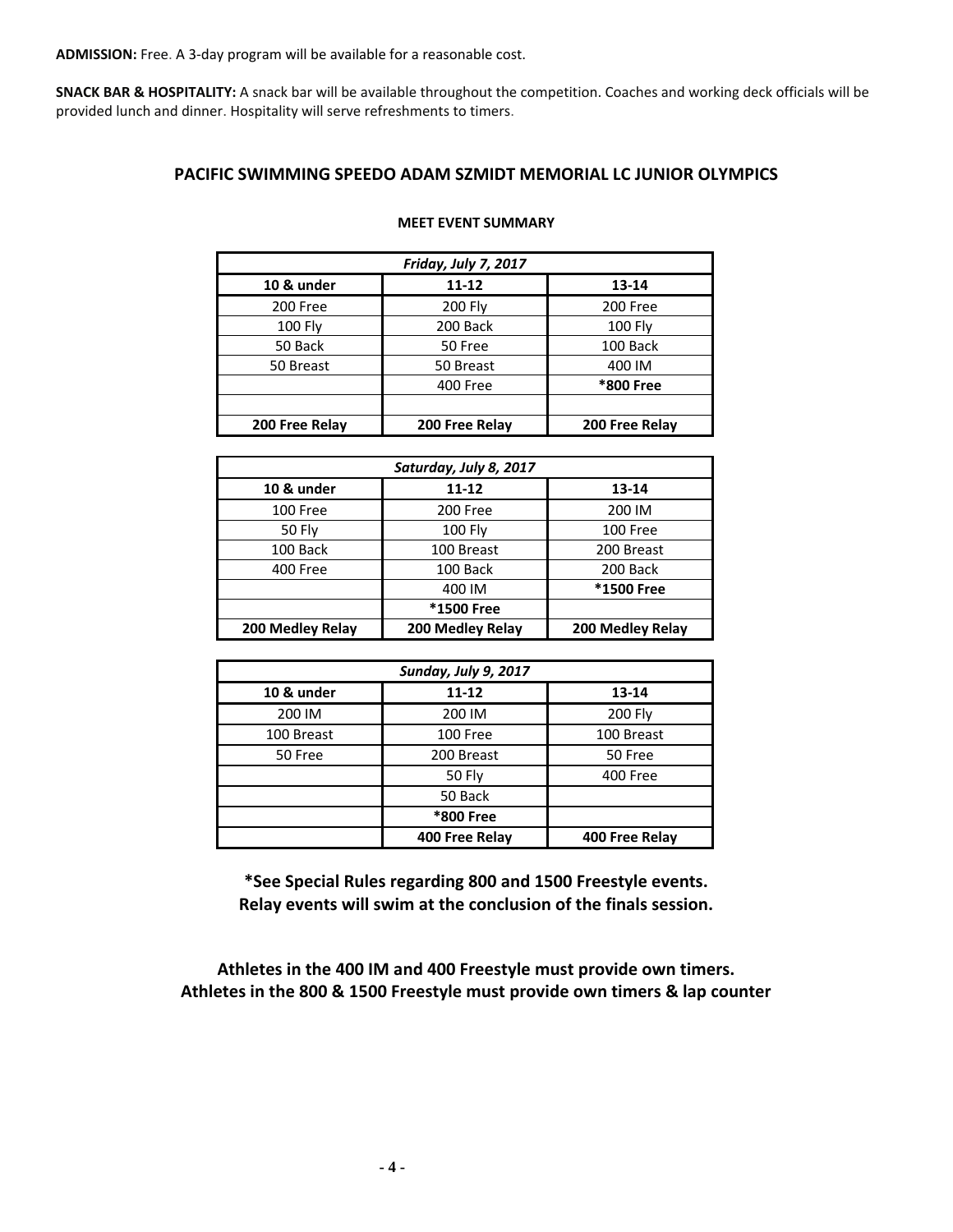**ADMISSION:** Free. A 3-day program will be available for a reasonable cost.

**SNACK BAR & HOSPITALITY:** A snack bar will be available throughout the competition. Coaches and working deck officials will be provided lunch and dinner. Hospitality will serve refreshments to timers.

## PACIFIC SWIMMING SPEEDO ADAM SZMIDT MEMORIAL LC JUNIOR OLYMPICS

### MEET EVENT SUMMARY

| *Friday, July 7, 2017* | | |
|---|---|---|
| **10 & under** | **11-12** | **13-14** |
| 200 Free | 200 Fly | 200 Free |
| 100 Fly | 200 Back | 100 Fly |
| 50 Back | 50 Free | 100 Back |
| 50 Breast | 50 Breast | 400 IM |
| | 400 Free | **\*800 Free** |
| | | |
| **200 Free Relay** | **200 Free Relay** | **200 Free Relay** |

| *Saturday, July 8, 2017* | | |
|---|---|---|
| **10 & under** | **11-12** | **13-14** |
| 100 Free | 200 Free | 200 IM |
| 50 Fly | 100 Fly | 100 Free |
| 100 Back | 100 Breast | 200 Breast |
| 400 Free | 100 Back | 200 Back |
| | 400 IM | **\*1500 Free** |
| | **\*1500 Free** | |
| **200 Medley Relay** | **200 Medley Relay** | **200 Medley Relay** |

| *Sunday, July 9, 2017* | | |
|---|---|---|
| **10 & under** | **11-12** | **13-14** |
| 200 IM | 200 IM | 200 Fly |
| 100 Breast | 100 Free | 100 Breast |
| 50 Free | 200 Breast | 50 Free |
| | 50 Fly | 400 Free |
| | 50 Back | |
| | **\*800 Free** | |
| | **400 Free Relay** | **400 Free Relay** |

**\*See Special Rules regarding 800 and 1500 Freestyle events.**
**Relay events will swim at the conclusion of the finals session.**

**Athletes in the 400 IM and 400 Freestyle must provide own timers.**
**Athletes in the 800 & 1500 Freestyle must provide own timers & lap counter**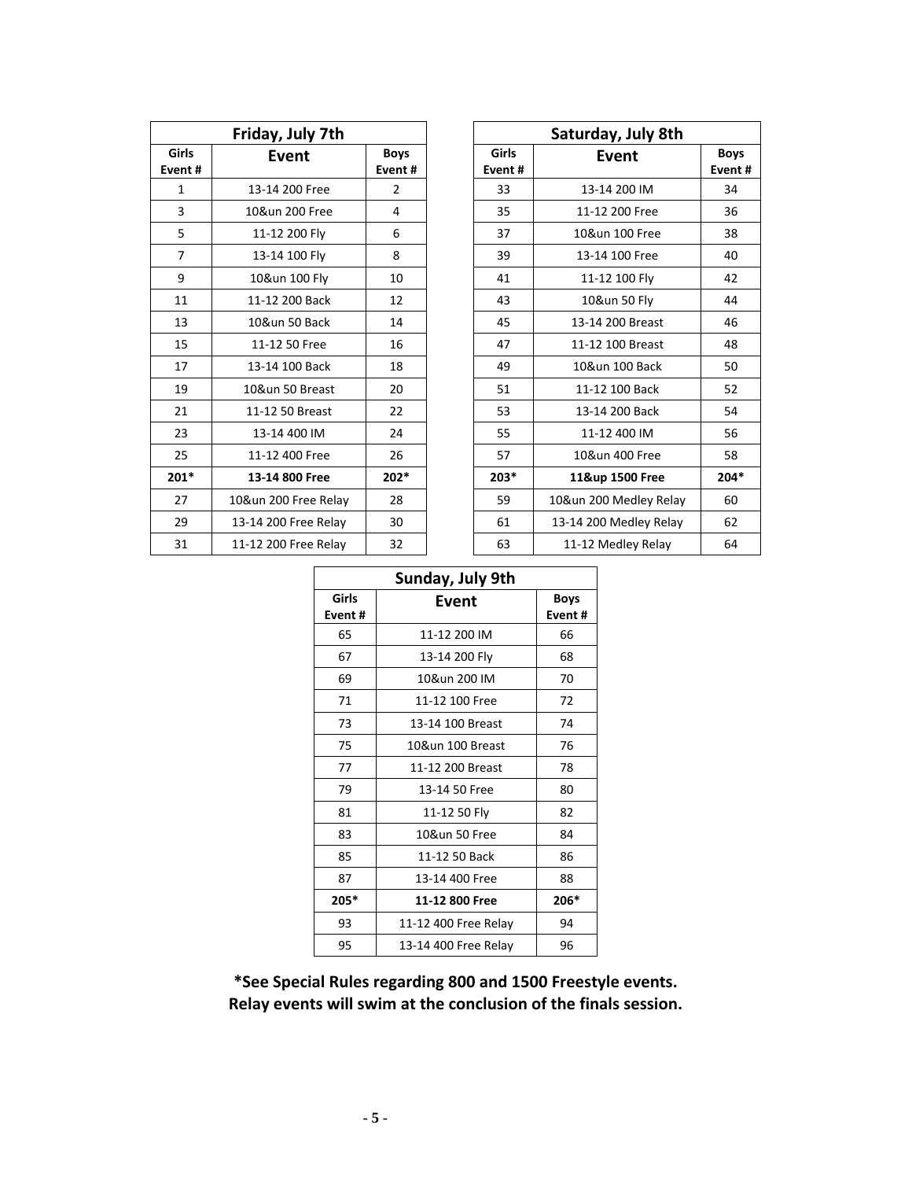| Friday, July 7th | | |
| --- | --- | --- |
| Girls Event # | Event | Boys Event # |
| 1 | 13-14 200 Free | 2 |
| 3 | 10&un 200 Free | 4 |
| 5 | 11-12 200 Fly | 6 |
| 7 | 13-14 100 Fly | 8 |
| 9 | 10&un 100 Fly | 10 |
| 11 | 11-12 200 Back | 12 |
| 13 | 10&un 50 Back | 14 |
| 15 | 11-12 50 Free | 16 |
| 17 | 13-14 100 Back | 18 |
| 19 | 10&un 50 Breast | 20 |
| 21 | 11-12 50 Breast | 22 |
| 23 | 13-14 400 IM | 24 |
| 25 | 11-12 400 Free | 26 |
| **201*** | **13-14 800 Free** | **202*** |
| 27 | 10&un 200 Free Relay | 28 |
| 29 | 13-14 200 Free Relay | 30 |
| 31 | 11-12 200 Free Relay | 32 |

| Saturday, July 8th | | |
| --- | --- | --- |
| Girls Event # | Event | Boys Event # |
| 33 | 13-14 200 IM | 34 |
| 35 | 11-12 200 Free | 36 |
| 37 | 10&un 100 Free | 38 |
| 39 | 13-14 100 Free | 40 |
| 41 | 11-12 100 Fly | 42 |
| 43 | 10&un 50 Fly | 44 |
| 45 | 13-14 200 Breast | 46 |
| 47 | 11-12 100 Breast | 48 |
| 49 | 10&un 100 Back | 50 |
| 51 | 11-12 100 Back | 52 |
| 53 | 13-14 200 Back | 54 |
| 55 | 11-12 400 IM | 56 |
| 57 | 10&un 400 Free | 58 |
| **203*** | **11&up 1500 Free** | **204*** |
| 59 | 10&un 200 Medley Relay | 60 |
| 61 | 13-14 200 Medley Relay | 62 |
| 63 | 11-12 Medley Relay | 64 |

| Sunday, July 9th | | |
| --- | --- | --- |
| Girls Event # | Event | Boys Event # |
| 65 | 11-12 200 IM | 66 |
| 67 | 13-14 200 Fly | 68 |
| 69 | 10&un 200 IM | 70 |
| 71 | 11-12 100 Free | 72 |
| 73 | 13-14 100 Breast | 74 |
| 75 | 10&un 100 Breast | 76 |
| 77 | 11-12 200 Breast | 78 |
| 79 | 13-14 50 Free | 80 |
| 81 | 11-12 50 Fly | 82 |
| 83 | 10&un 50 Free | 84 |
| 85 | 11-12 50 Back | 86 |
| 87 | 13-14 400 Free | 88 |
| **205*** | **11-12 800 Free** | **206*** |
| 93 | 11-12 400 Free Relay | 94 |
| 95 | 13-14 400 Free Relay | 96 |

**\*See Special Rules regarding 800 and 1500 Freestyle events.**
**Relay events will swim at the conclusion of the finals session.**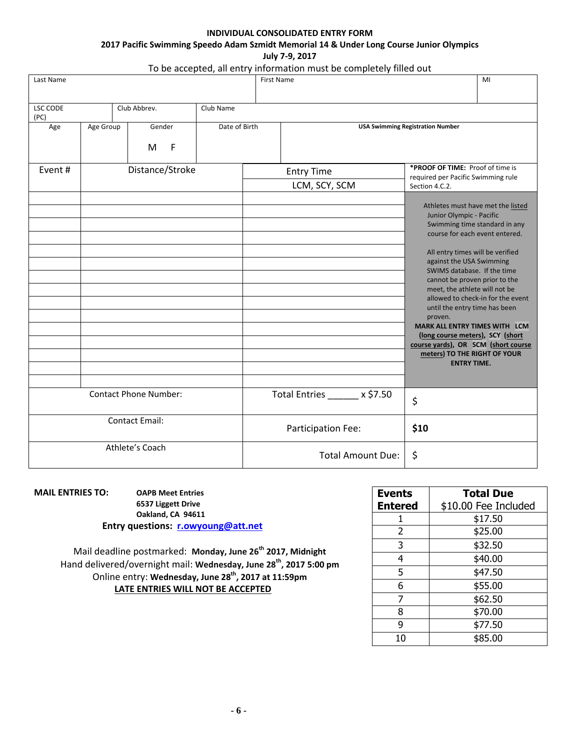**INDIVIDUAL CONSOLIDATED ENTRY FORM**

**2017 Pacific Swimming Speedo Adam Szmidt Memorial 14 & Under Long Course Junior Olympics**

**July 7-9, 2017**

To be accepted, all entry information must be completely filled out

| Last Name | | | First Name | | MI |
|---|---|---|---|---|---|
| LSC CODE (PC) | Club Abbrev. | Club Name | | | |
| Age | Age Group | Gender M F | Date of Birth | USA Swimming Registration Number | |

| Event # | Distance/Stroke | Entry Time LCM, SCY, SCM | *PROOF OF TIME: Proof of time is required per Pacific Swimming rule Section 4.C.2. |
|---|---|---|---|
| | | | Athletes must have met the listed Junior Olympic - Pacific Swimming time standard in any course for each event entered. All entry times will be verified against the USA Swimming SWIMS database. If the time cannot be proven prior to the meet, the athlete will not be allowed to check-in for the event until the entry time has been proven. **MARK ALL ENTRY TIMES WITH LCM (long course meters), SCY (short course yards), OR SCM (short course meters) TO THE RIGHT OF YOUR ENTRY TIME.** |
| | | | |
| | | | |
| | | | |
| | | | |
| | | | |
| | | | |
| | | | |
| | | | |
| | | | |
| | | | |
| | | | |
| | | | |
| | | | |
| | | | |

| | | |
|---|---|---|
| Contact Phone Number: | Total Entries ______ x $7.50 | $ |
| Contact Email: | Participation Fee: | **$10** |
| Athlete's Coach | Total Amount Due: | $ |

**MAIL ENTRIES TO:** **OAPB Meet Entries**
**6537 Liggett Drive**
**Oakland, CA 94611**

**Entry questions: r.owyoung@att.net**

Mail deadline postmarked: **Monday, June 26th 2017, Midnight**
Hand delivered/overnight mail: **Wednesday, June 28th, 2017 5:00 pm**
Online entry: **Wednesday, June 28th, 2017 at 11:59pm**
**LATE ENTRIES WILL NOT BE ACCEPTED**

| Events Entered | Total Due $10.00 Fee Included |
|---|---|
| 1 | $17.50 |
| 2 | $25.00 |
| 3 | $32.50 |
| 4 | $40.00 |
| 5 | $47.50 |
| 6 | $55.00 |
| 7 | $62.50 |
| 8 | $70.00 |
| 9 | $77.50 |
| 10 | $85.00 |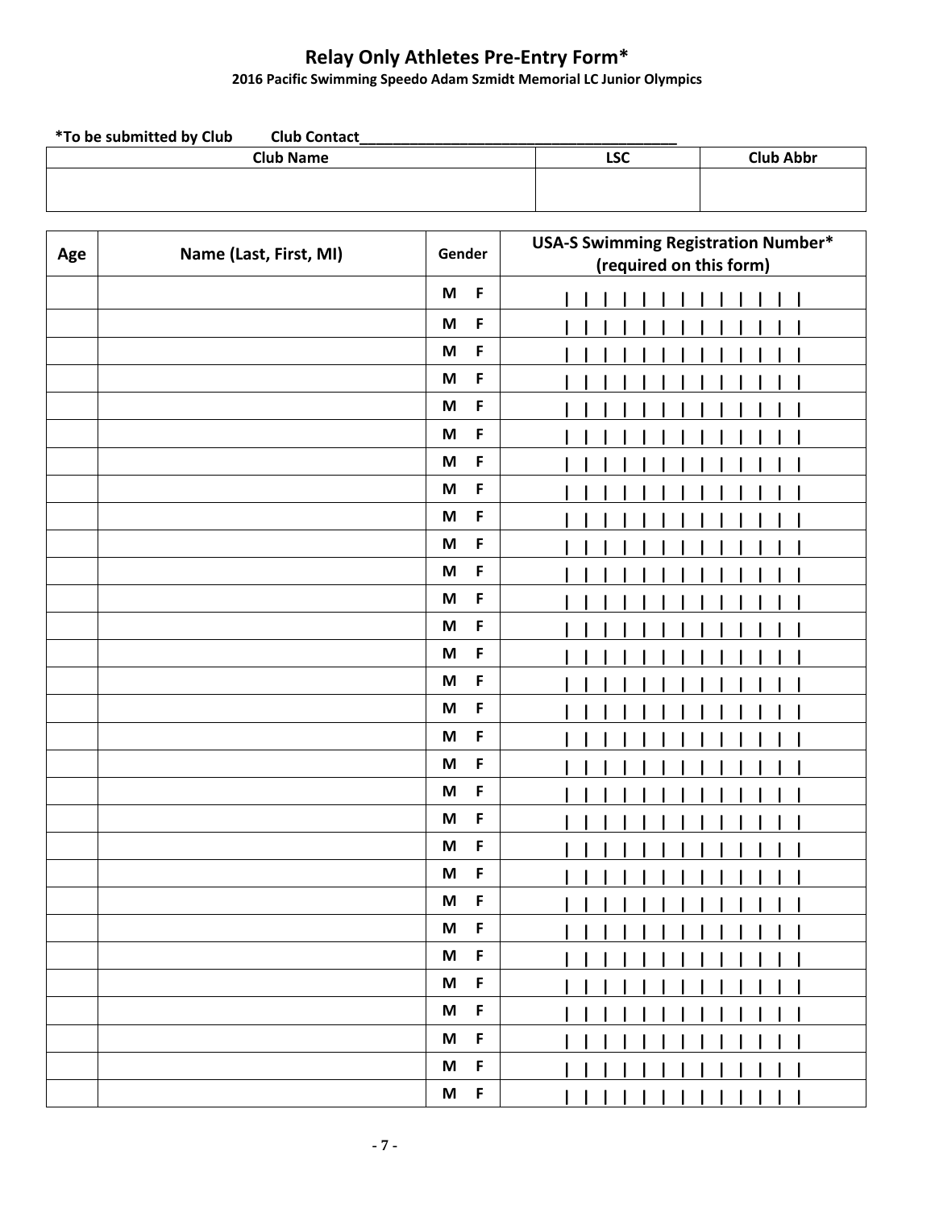# Relay Only Athletes Pre-Entry Form*

**2016 Pacific Swimming Speedo Adam Szmidt Memorial LC Junior Olympics**

**\*To be submitted by Club    Club Contact_______________________________________**

| Club Name | LSC | Club Abbr |
|---|---|---|
| | | |

| Age | Name (Last, First, MI) | Gender | USA-S Swimming Registration Number* (required on this form) |
|---|---|---|---|
| | | M F | \| \| \| \| \| \| \| \| \| \| \| \| \| \| |
| | | M F | \| \| \| \| \| \| \| \| \| \| \| \| \| \| |
| | | M F | \| \| \| \| \| \| \| \| \| \| \| \| \| \| |
| | | M F | \| \| \| \| \| \| \| \| \| \| \| \| \| \| |
| | | M F | \| \| \| \| \| \| \| \| \| \| \| \| \| \| |
| | | M F | \| \| \| \| \| \| \| \| \| \| \| \| \| \| |
| | | M F | \| \| \| \| \| \| \| \| \| \| \| \| \| \| |
| | | M F | \| \| \| \| \| \| \| \| \| \| \| \| \| \| |
| | | M F | \| \| \| \| \| \| \| \| \| \| \| \| \| \| |
| | | M F | \| \| \| \| \| \| \| \| \| \| \| \| \| \| |
| | | M F | \| \| \| \| \| \| \| \| \| \| \| \| \| \| |
| | | M F | \| \| \| \| \| \| \| \| \| \| \| \| \| \| |
| | | M F | \| \| \| \| \| \| \| \| \| \| \| \| \| \| |
| | | M F | \| \| \| \| \| \| \| \| \| \| \| \| \| \| |
| | | M F | \| \| \| \| \| \| \| \| \| \| \| \| \| \| |
| | | M F | \| \| \| \| \| \| \| \| \| \| \| \| \| \| |
| | | M F | \| \| \| \| \| \| \| \| \| \| \| \| \| \| |
| | | M F | \| \| \| \| \| \| \| \| \| \| \| \| \| \| |
| | | M F | \| \| \| \| \| \| \| \| \| \| \| \| \| \| |
| | | M F | \| \| \| \| \| \| \| \| \| \| \| \| \| \| |
| | | M F | \| \| \| \| \| \| \| \| \| \| \| \| \| \| |
| | | M F | \| \| \| \| \| \| \| \| \| \| \| \| \| \| |
| | | M F | \| \| \| \| \| \| \| \| \| \| \| \| \| \| |
| | | M F | \| \| \| \| \| \| \| \| \| \| \| \| \| \| |
| | | M F | \| \| \| \| \| \| \| \| \| \| \| \| \| \| |
| | | M F | \| \| \| \| \| \| \| \| \| \| \| \| \| \| |
| | | M F | \| \| \| \| \| \| \| \| \| \| \| \| \| \| |
| | | M F | \| \| \| \| \| \| \| \| \| \| \| \| \| \| |
| | | M F | \| \| \| \| \| \| \| \| \| \| \| \| \| \| |
| | | M F | \| \| \| \| \| \| \| \| \| \| \| \| \| \| |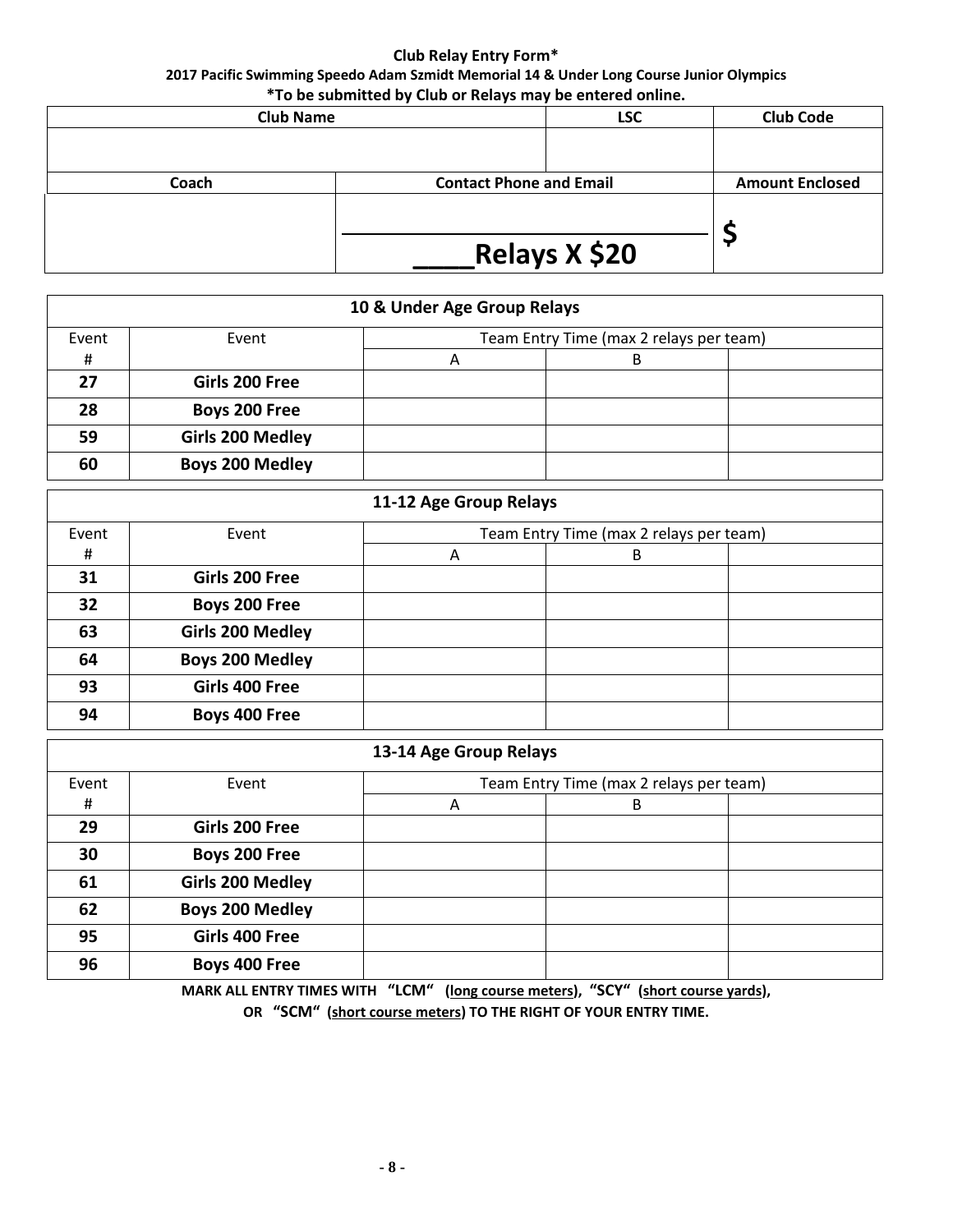**Club Relay Entry Form***

**2017 Pacific Swimming Speedo Adam Szmidt Memorial 14 & Under Long Course Junior Olympics**

***To be submitted by Club or Relays may be entered online.**

| Club Name | LSC | Club Code |
|---|---|---|
| | | |

| Coach | Contact Phone and Email | Amount Enclosed |
|---|---|---|
| | ____Relays X $20 | $ |

| 10 & Under Age Group Relays | | | | |
|---|---|---|---|---|
| Event # | Event | Team Entry Time (max 2 relays per team) | | |
| | | A | B | |
| 27 | Girls 200 Free | | | |
| 28 | Boys 200 Free | | | |
| 59 | Girls 200 Medley | | | |
| 60 | Boys 200 Medley | | | |

| 11-12 Age Group Relays | | | | |
|---|---|---|---|---|
| Event # | Event | Team Entry Time (max 2 relays per team) | | |
| | | A | B | |
| 31 | Girls 200 Free | | | |
| 32 | Boys 200 Free | | | |
| 63 | Girls 200 Medley | | | |
| 64 | Boys 200 Medley | | | |
| 93 | Girls 400 Free | | | |
| 94 | Boys 400 Free | | | |

| 13-14 Age Group Relays | | | | |
|---|---|---|---|---|
| Event # | Event | Team Entry Time (max 2 relays per team) | | |
| | | A | B | |
| 29 | Girls 200 Free | | | |
| 30 | Boys 200 Free | | | |
| 61 | Girls 200 Medley | | | |
| 62 | Boys 200 Medley | | | |
| 95 | Girls 400 Free | | | |
| 96 | Boys 400 Free | | | |

**MARK ALL ENTRY TIMES WITH "LCM" (long course meters), "SCY" (short course yards), OR "SCM" (short course meters) TO THE RIGHT OF YOUR ENTRY TIME.**